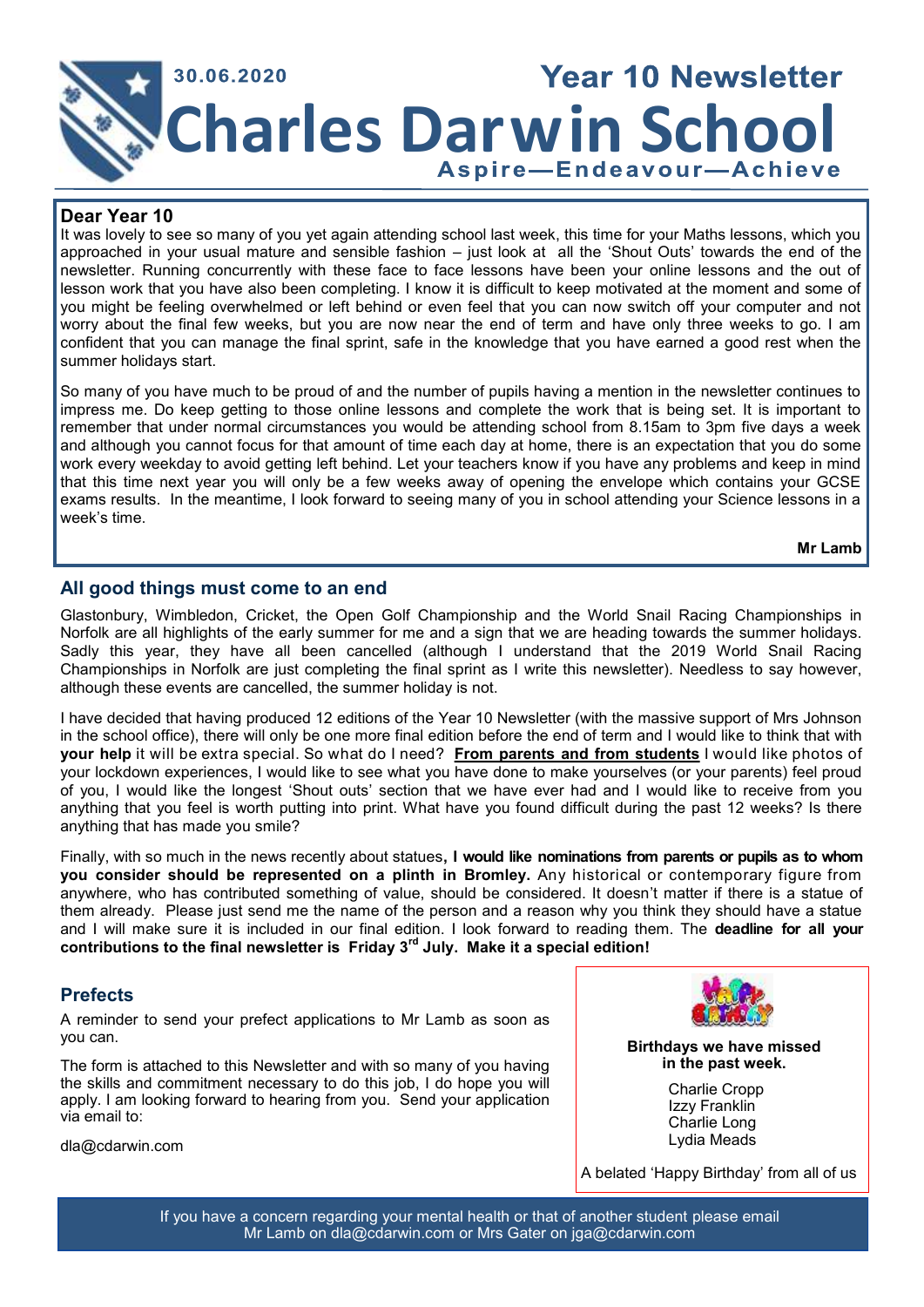30.06.2020

# Year 10 Newsletter

# Charles Darwin School

**Aspire—Endeavour—Achieve**

## Dear Year 10

It was lovely to see so many of you yet again attending school last week, this time for your Maths lessons, which you approached in your usual mature and sensible fashion – just look at all the 'Shout Outs' towards the end of the newsletter. Running concurrently with these face to face lessons have been your online lessons and the out of lesson work that you have also been completing. I know it is difficult to keep motivated at the moment and some of you might be feeling overwhelmed or left behind or even feel that you can now switch off your computer and not worry about the final few weeks, but you are now near the end of term and have only three weeks to go. I am confident that you can manage the final sprint, safe in the knowledge that you have earned a good rest when the summer holidays start.

So many of you have much to be proud of and the number of pupils having a mention in the newsletter continues to impress me. Do keep getting to those online lessons and complete the work that is being set. It is important to remember that under normal circumstances you would be attending school from 8.15am to 3pm five days a week and although you cannot focus for that amount of time each day at home, there is an expectation that you do some work every weekday to avoid getting left behind. Let your teachers know if you have any problems and keep in mind that this time next year you will only be a few weeks away of opening the envelope which contains your GCSE exams results. In the meantime, I look forward to seeing many of you in school attending your Science lessons in a week's time.

**Mr Lamb**

## All good things must come to an end

Glastonbury, Wimbledon, Cricket, the Open Golf Championship and the World Snail Racing Championships in Norfolk are all highlights of the early summer for me and a sign that we are heading towards the summer holidays. Sadly this year, they have all been cancelled (although I understand that the 2019 World Snail Racing Championships in Norfolk are just completing the final sprint as I write this newsletter). Needless to say however, although these events are cancelled, the summer holiday is not.

I have decided that having produced 12 editions of the Year 10 Newsletter (with the massive support of Mrs Johnson in the school office), there will only be one more final edition before the end of term and I would like to think that with **your help** it will be extra special. So what do I need? **From parents and from students** I would like photos of your lockdown experiences, I would like to see what you have done to make yourselves (or your parents) feel proud of you, I would like the longest 'Shout outs' section that we have ever had and I would like to receive from you anything that you feel is worth putting into print. What have you found difficult during the past 12 weeks? Is there anything that has made you smile?

Finally, with so much in the news recently about statues**, I would like nominations from parents or pupils as to whom you consider should be represented on a plinth in Bromley.** Any historical or contemporary figure from anywhere, who has contributed something of value, should be considered. It doesn't matter if there is a statue of them already. Please just send me the name of the person and a reason why you think they should have a statue and I will make sure it is included in our final edition. I look forward to reading them. The **deadline for all your contributions to the final newsletter is Friday 3rd July. Make it a special edition!**

## Prefects

A reminder to send your prefect applications to Mr Lamb as soon as you can.

The form is attached to this Newsletter and with so many of you having the skills and commitment necessary to do this job, I do hope you will apply. I am looking forward to hearing from you. Send your application via email to:

dla@cdarwin.com

**Birthdays we have missed in the past week.**

Charlie Cropp
Izzy Franklin
Charlie Long
Lydia Meads

A belated 'Happy Birthday' from all of us

If you have a concern regarding your mental health or that of another student please email Mr Lamb on dla@cdarwin.com or Mrs Gater on jga@cdarwin.com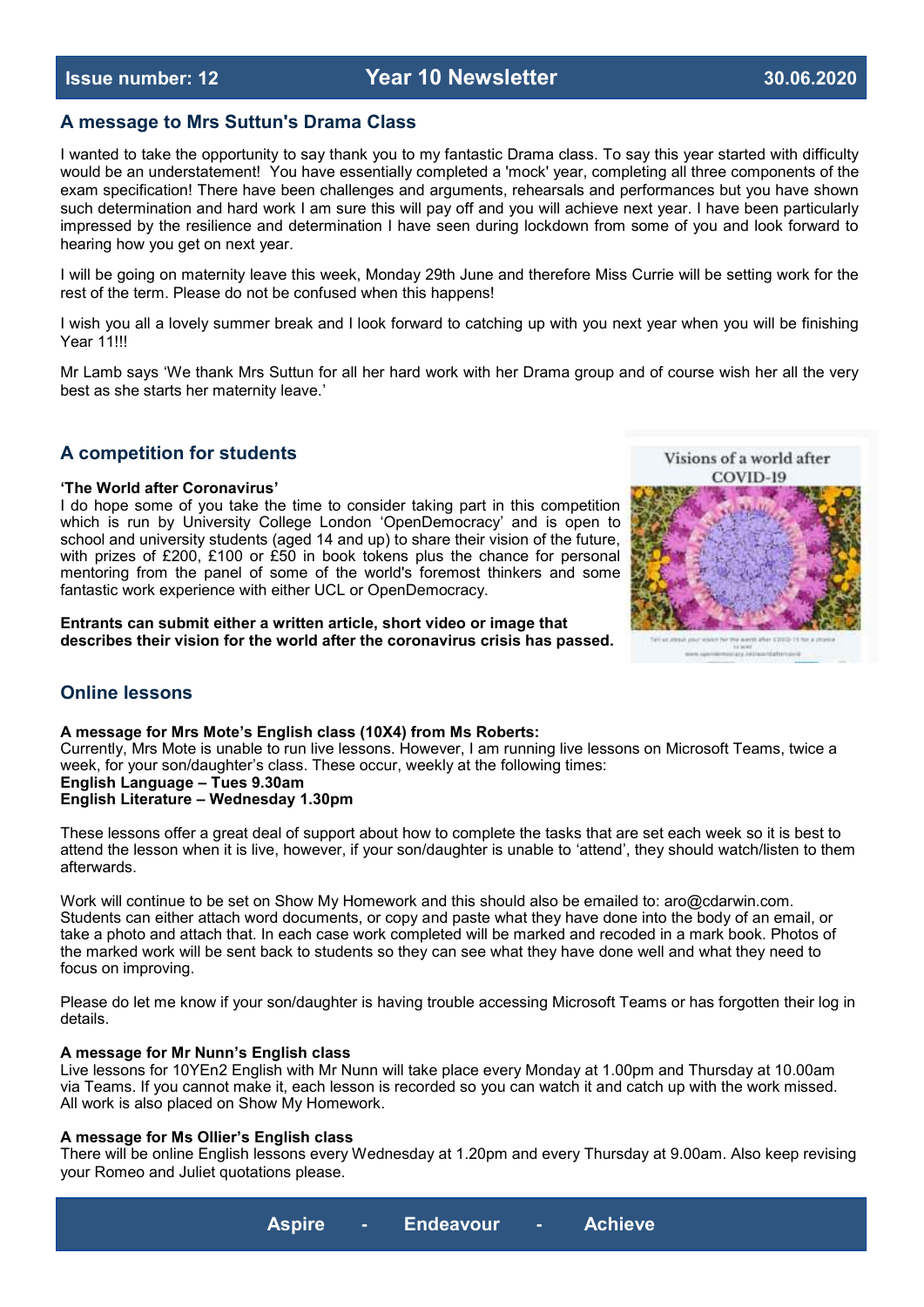## A message to Mrs Suttun's Drama Class

I wanted to take the opportunity to say thank you to my fantastic Drama class. To say this year started with difficulty would be an understatement! You have essentially completed a 'mock' year, completing all three components of the exam specification! There have been challenges and arguments, rehearsals and performances but you have shown such determination and hard work I am sure this will pay off and you will achieve next year. I have been particularly impressed by the resilience and determination I have seen during lockdown from some of you and look forward to hearing how you get on next year.

I will be going on maternity leave this week, Monday 29th June and therefore Miss Currie will be setting work for the rest of the term. Please do not be confused when this happens!

I wish you all a lovely summer break and I look forward to catching up with you next year when you will be finishing Year 11!!!

Mr Lamb says 'We thank Mrs Suttun for all her hard work with her Drama group and of course wish her all the very best as she starts her maternity leave.'

## A competition for students

**'The World after Coronavirus'**

I do hope some of you take the time to consider taking part in this competition which is run by University College London 'OpenDemocracy' and is open to school and university students (aged 14 and up) to share their vision of the future, with prizes of £200, £100 or £50 in book tokens plus the chance for personal mentoring from the panel of some of the world's foremost thinkers and some fantastic work experience with either UCL or OpenDemocracy.

**Entrants can submit either a written article, short video or image that describes their vision for the world after the coronavirus crisis has passed.**

Visions of a world after COVID-19

## Online lessons

**A message for Mrs Mote's English class (10X4) from Ms Roberts:**

Currently, Mrs Mote is unable to run live lessons. However, I am running live lessons on Microsoft Teams, twice a week, for your son/daughter's class. These occur, weekly at the following times:

**English Language – Tues 9.30am**
**English Literature – Wednesday 1.30pm**

These lessons offer a great deal of support about how to complete the tasks that are set each week so it is best to attend the lesson when it is live, however, if your son/daughter is unable to 'attend', they should watch/listen to them afterwards.

Work will continue to be set on Show My Homework and this should also be emailed to: aro@cdarwin.com. Students can either attach word documents, or copy and paste what they have done into the body of an email, or take a photo and attach that. In each case work completed will be marked and recoded in a mark book. Photos of the marked work will be sent back to students so they can see what they have done well and what they need to focus on improving.

Please do let me know if your son/daughter is having trouble accessing Microsoft Teams or has forgotten their log in details.

**A message for Mr Nunn's English class**

Live lessons for 10YEn2 English with Mr Nunn will take place every Monday at 1.00pm and Thursday at 10.00am via Teams. If you cannot make it, each lesson is recorded so you can watch it and catch up with the work missed. All work is also placed on Show My Homework.

**A message for Ms Ollier's English class**

There will be online English lessons every Wednesday at 1.20pm and every Thursday at 9.00am. Also keep revising your Romeo and Juliet quotations please.

**Aspire - Endeavour - Achieve**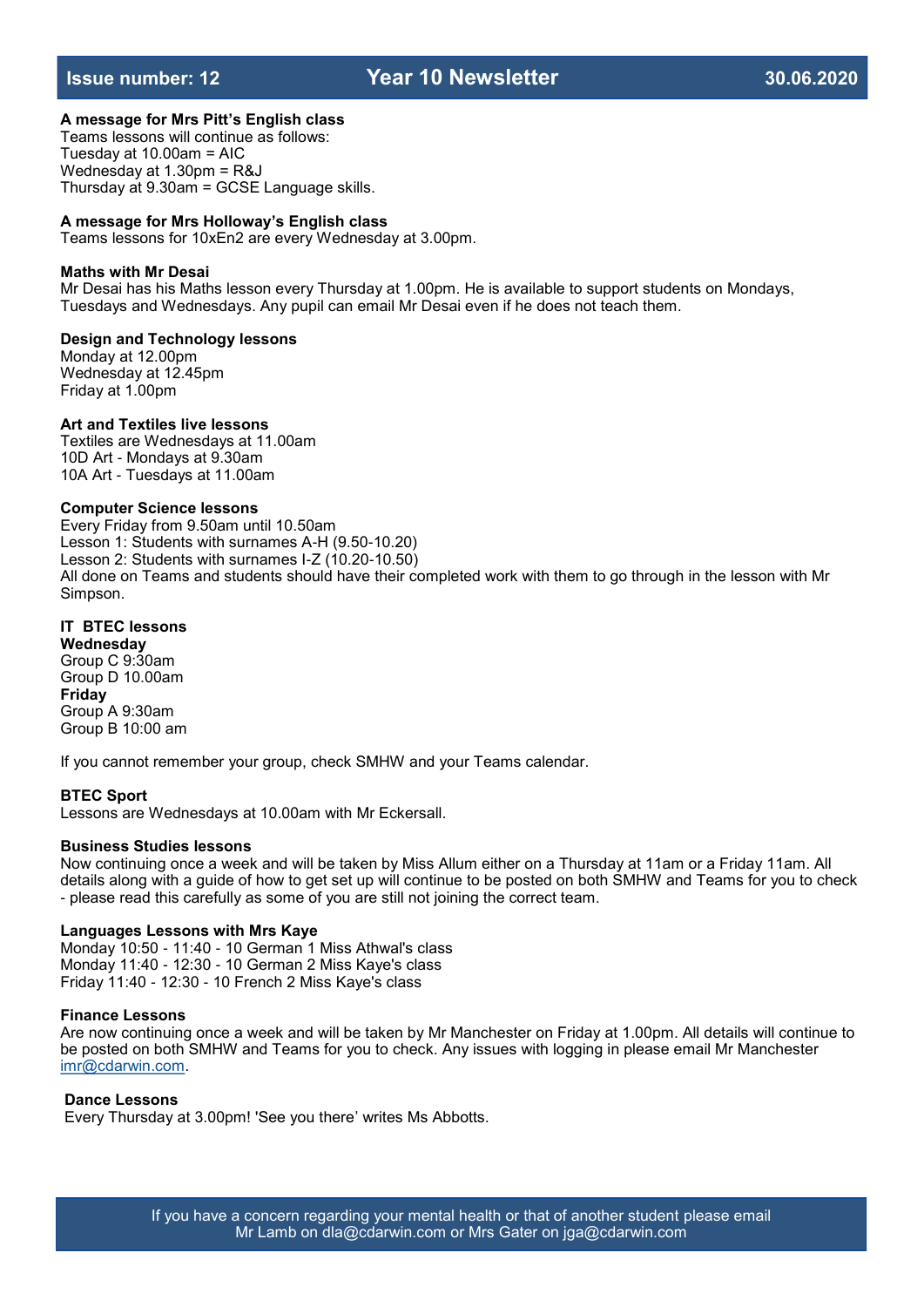### A message for Mrs Pitt's English class

Teams lessons will continue as follows:
Tuesday at 10.00am = AIC
Wednesday at 1.30pm = R&J
Thursday at 9.30am = GCSE Language skills.

### A message for Mrs Holloway's English class

Teams lessons for 10xEn2 are every Wednesday at 3.00pm.

### Maths with Mr Desai

Mr Desai has his Maths lesson every Thursday at 1.00pm. He is available to support students on Mondays, Tuesdays and Wednesdays. Any pupil can email Mr Desai even if he does not teach them.

### Design and Technology lessons

Monday at 12.00pm
Wednesday at 12.45pm
Friday at 1.00pm

### Art and Textiles live lessons

Textiles are Wednesdays at 11.00am
10D Art - Mondays at 9.30am
10A Art - Tuesdays at 11.00am

### Computer Science lessons

Every Friday from 9.50am until 10.50am
Lesson 1: Students with surnames A-H (9.50-10.20)
Lesson 2: Students with surnames I-Z (10.20-10.50)
All done on Teams and students should have their completed work with them to go through in the lesson with Mr Simpson.

### IT BTEC lessons

**Wednesday**
Group C 9:30am
Group D 10.00am
**Friday**
Group A 9:30am
Group B 10:00 am

If you cannot remember your group, check SMHW and your Teams calendar.

### BTEC Sport

Lessons are Wednesdays at 10.00am with Mr Eckersall.

### Business Studies lessons

Now continuing once a week and will be taken by Miss Allum either on a Thursday at 11am or a Friday 11am. All details along with a guide of how to get set up will continue to be posted on both SMHW and Teams for you to check - please read this carefully as some of you are still not joining the correct team.

### Languages Lessons with Mrs Kaye

Monday 10:50 - 11:40 - 10 German 1 Miss Athwal's class
Monday 11:40 - 12:30 - 10 German 2 Miss Kaye's class
Friday 11:40 - 12:30 - 10 French 2 Miss Kaye's class

### Finance Lessons

Are now continuing once a week and will be taken by Mr Manchester on Friday at 1.00pm. All details will continue to be posted on both SMHW and Teams for you to check. Any issues with logging in please email Mr Manchester imr@cdarwin.com.

### Dance Lessons

Every Thursday at 3.00pm! 'See you there' writes Ms Abbotts.

If you have a concern regarding your mental health or that of another student please email Mr Lamb on dla@cdarwin.com or Mrs Gater on jga@cdarwin.com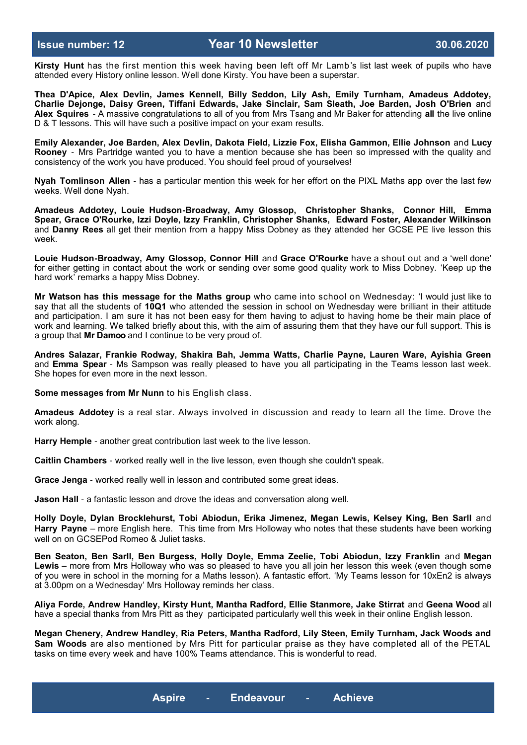**Kirsty Hunt** has the first mention this week having been left off Mr Lamb's list last week of pupils who have attended every History online lesson. Well done Kirsty. You have been a superstar.

**Thea D'Apice, Alex Devlin, James Kennell, Billy Seddon, Lily Ash, Emily Turnham, Amadeus Addotey, Charlie Dejonge, Daisy Green, Tiffani Edwards, Jake Sinclair, Sam Sleath, Joe Barden, Josh O'Brien** and **Alex Squires** - A massive congratulations to all of you from Mrs Tsang and Mr Baker for attending **all** the live online D & T lessons. This will have such a positive impact on your exam results.

**Emily Alexander, Joe Barden, Alex Devlin, Dakota Field, Lizzie Fox, Elisha Gammon, Ellie Johnson** and **Lucy Rooney** - Mrs Partridge wanted you to have a mention because she has been so impressed with the quality and consistency of the work you have produced. You should feel proud of yourselves!

**Nyah Tomlinson Allen** - has a particular mention this week for her effort on the PIXL Maths app over the last few weeks. Well done Nyah.

**Amadeus Addotey, Louie Hudson-Broadway, Amy Glossop, Christopher Shanks, Connor Hill, Emma Spear, Grace O'Rourke, Izzi Doyle, Izzy Franklin, Christopher Shanks, Edward Foster, Alexander Wilkinson** and **Danny Rees** all get their mention from a happy Miss Dobney as they attended her GCSE PE live lesson this week.

**Louie Hudson-Broadway, Amy Glossop, Connor Hill** and **Grace O'Rourke** have a shout out and a 'well done' for either getting in contact about the work or sending over some good quality work to Miss Dobney. 'Keep up the hard work' remarks a happy Miss Dobney.

**Mr Watson has this message for the Maths group** who came into school on Wednesday: 'I would just like to say that all the students of **10Q1** who attended the session in school on Wednesday were brilliant in their attitude and participation. I am sure it has not been easy for them having to adjust to having home be their main place of work and learning. We talked briefly about this, with the aim of assuring them that they have our full support. This is a group that **Mr Damoo** and I continue to be very proud of.

**Andres Salazar, Frankie Rodway, Shakira Bah, Jemma Watts, Charlie Payne, Lauren Ware, Ayishia Green** and **Emma Spear** - Ms Sampson was really pleased to have you all participating in the Teams lesson last week. She hopes for even more in the next lesson.

**Some messages from Mr Nunn** to his English class.

**Amadeus Addotey** is a real star. Always involved in discussion and ready to learn all the time. Drove the work along.

**Harry Hemple** - another great contribution last week to the live lesson.

**Caitlin Chambers** - worked really well in the live lesson, even though she couldn't speak.

**Grace Jenga** - worked really well in lesson and contributed some great ideas.

**Jason Hall** - a fantastic lesson and drove the ideas and conversation along well.

**Holly Doyle, Dylan Brocklehurst, Tobi Abiodun, Erika Jimenez, Megan Lewis, Kelsey King, Ben Sarll** and **Harry Payne** – more English here. This time from Mrs Holloway who notes that these students have been working well on on GCSEPod Romeo & Juliet tasks.

**Ben Seaton, Ben Sarll, Ben Burgess, Holly Doyle, Emma Zeelie, Tobi Abiodun, Izzy Franklin** and **Megan Lewis** – more from Mrs Holloway who was so pleased to have you all join her lesson this week (even though some of you were in school in the morning for a Maths lesson). A fantastic effort. 'My Teams lesson for 10xEn2 is always at 3.00pm on a Wednesday' Mrs Holloway reminds her class.

**Aliya Forde, Andrew Handley, Kirsty Hunt, Mantha Radford, Ellie Stanmore, Jake Stirrat** and **Geena Wood** all have a special thanks from Mrs Pitt as they participated particularly well this week in their online English lesson.

**Megan Chenery, Andrew Handley, Ria Peters, Mantha Radford, Lily Steen, Emily Turnham, Jack Woods and Sam Woods** are also mentioned by Mrs Pitt for particular praise as they have completed all of the PETAL tasks on time every week and have 100% Teams attendance. This is wonderful to read.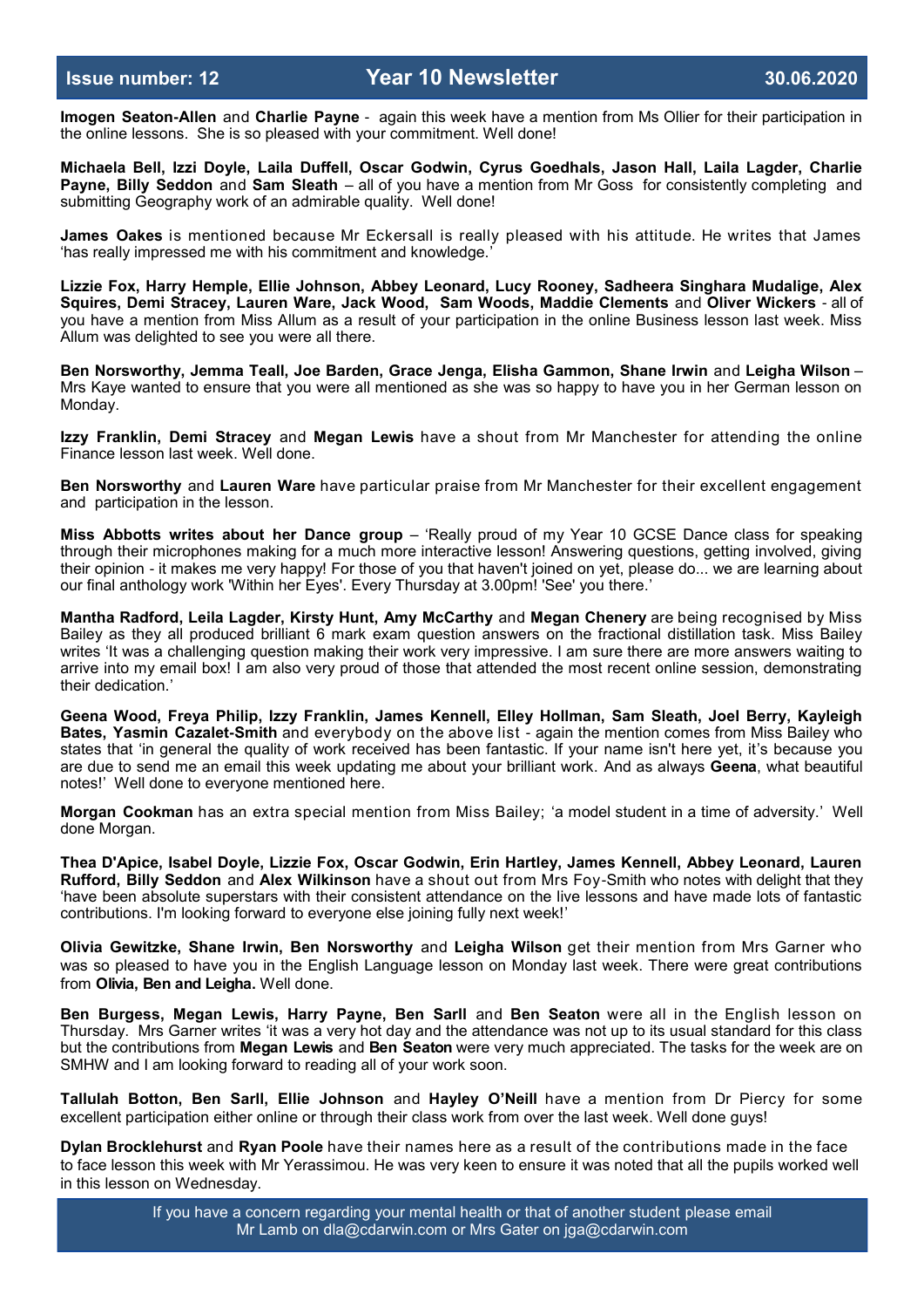**Imogen Seaton-Allen** and **Charlie Payne** - again this week have a mention from Ms Ollier for their participation in the online lessons. She is so pleased with your commitment. Well done!

**Michaela Bell, Izzi Doyle, Laila Duffell, Oscar Godwin, Cyrus Goedhals, Jason Hall, Laila Lagder, Charlie Payne, Billy Seddon** and **Sam Sleath** – all of you have a mention from Mr Goss for consistently completing and submitting Geography work of an admirable quality. Well done!

**James Oakes** is mentioned because Mr Eckersall is really pleased with his attitude. He writes that James 'has really impressed me with his commitment and knowledge.'

**Lizzie Fox, Harry Hemple, Ellie Johnson, Abbey Leonard, Lucy Rooney, Sadheera Singhara Mudalige, Alex Squires, Demi Stracey, Lauren Ware, Jack Wood, Sam Woods, Maddie Clements** and **Oliver Wickers** - all of you have a mention from Miss Allum as a result of your participation in the online Business lesson last week. Miss Allum was delighted to see you were all there.

**Ben Norsworthy, Jemma Teall, Joe Barden, Grace Jenga, Elisha Gammon, Shane Irwin** and **Leigha Wilson** – Mrs Kaye wanted to ensure that you were all mentioned as she was so happy to have you in her German lesson on Monday.

**Izzy Franklin, Demi Stracey** and **Megan Lewis** have a shout from Mr Manchester for attending the online Finance lesson last week. Well done.

**Ben Norsworthy** and **Lauren Ware** have particular praise from Mr Manchester for their excellent engagement and participation in the lesson.

**Miss Abbotts writes about her Dance group** – 'Really proud of my Year 10 GCSE Dance class for speaking through their microphones making for a much more interactive lesson! Answering questions, getting involved, giving their opinion - it makes me very happy! For those of you that haven't joined on yet, please do... we are learning about our final anthology work 'Within her Eyes'. Every Thursday at 3.00pm! 'See' you there.'

**Mantha Radford, Leila Lagder, Kirsty Hunt, Amy McCarthy** and **Megan Chenery** are being recognised by Miss Bailey as they all produced brilliant 6 mark exam question answers on the fractional distillation task. Miss Bailey writes 'It was a challenging question making their work very impressive. I am sure there are more answers waiting to arrive into my email box! I am also very proud of those that attended the most recent online session, demonstrating their dedication.'

**Geena Wood, Freya Philip, Izzy Franklin, James Kennell, Elley Hollman, Sam Sleath, Joel Berry, Kayleigh Bates, Yasmin Cazalet-Smith** and everybody on the above list - again the mention comes from Miss Bailey who states that 'in general the quality of work received has been fantastic. If your name isn't here yet, it's because you are due to send me an email this week updating me about your brilliant work. And as always **Geena**, what beautiful notes!' Well done to everyone mentioned here.

**Morgan Cookman** has an extra special mention from Miss Bailey; 'a model student in a time of adversity.' Well done Morgan.

**Thea D'Apice, Isabel Doyle, Lizzie Fox, Oscar Godwin, Erin Hartley, James Kennell, Abbey Leonard, Lauren Rufford, Billy Seddon** and **Alex Wilkinson** have a shout out from Mrs Foy-Smith who notes with delight that they 'have been absolute superstars with their consistent attendance on the live lessons and have made lots of fantastic contributions. I'm looking forward to everyone else joining fully next week!'

**Olivia Gewitzke, Shane Irwin, Ben Norsworthy** and **Leigha Wilson** get their mention from Mrs Garner who was so pleased to have you in the English Language lesson on Monday last week. There were great contributions from **Olivia, Ben and Leigha.** Well done.

**Ben Burgess, Megan Lewis, Harry Payne, Ben Sarll** and **Ben Seaton** were all in the English lesson on Thursday. Mrs Garner writes 'it was a very hot day and the attendance was not up to its usual standard for this class but the contributions from **Megan Lewis** and **Ben Seaton** were very much appreciated. The tasks for the week are on SMHW and I am looking forward to reading all of your work soon.

**Tallulah Botton, Ben Sarll, Ellie Johnson** and **Hayley O'Neill** have a mention from Dr Piercy for some excellent participation either online or through their class work from over the last week. Well done guys!

**Dylan Brocklehurst** and **Ryan Poole** have their names here as a result of the contributions made in the face to face lesson this week with Mr Yerassimou. He was very keen to ensure it was noted that all the pupils worked well in this lesson on Wednesday.

If you have a concern regarding your mental health or that of another student please email Mr Lamb on dla@cdarwin.com or Mrs Gater on jga@cdarwin.com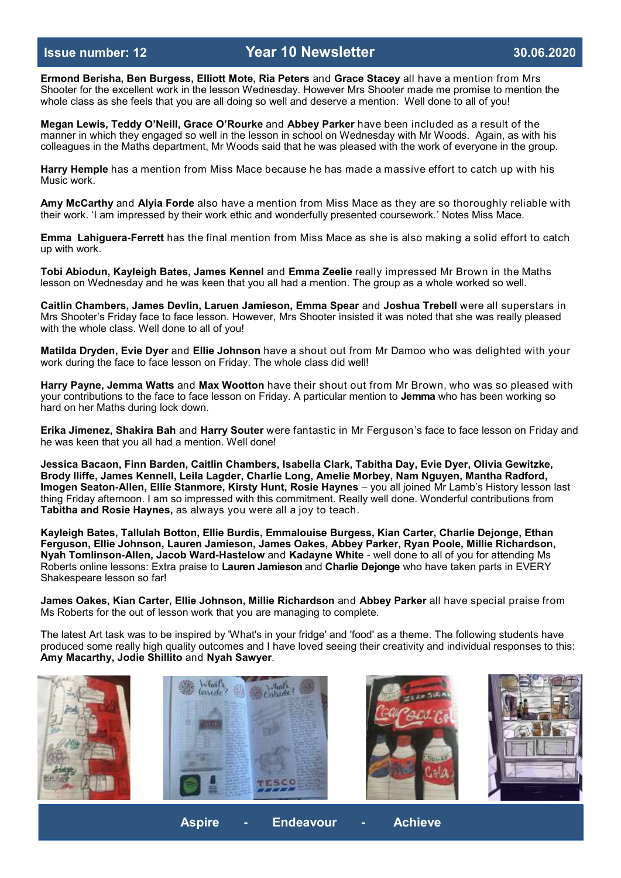**Ermond Berisha, Ben Burgess, Elliott Mote, Ria Peters** and **Grace Stacey** all have a mention from Mrs Shooter for the excellent work in the lesson Wednesday. However Mrs Shooter made me promise to mention the whole class as she feels that you are all doing so well and deserve a mention. Well done to all of you!

**Megan Lewis, Teddy O'Neill, Grace O'Rourke** and **Abbey Parker** have been included as a result of the manner in which they engaged so well in the lesson in school on Wednesday with Mr Woods. Again, as with his colleagues in the Maths department, Mr Woods said that he was pleased with the work of everyone in the group.

**Harry Hemple** has a mention from Miss Mace because he has made a massive effort to catch up with his Music work.

**Amy McCarthy** and **Alyia Forde** also have a mention from Miss Mace as they are so thoroughly reliable with their work. 'I am impressed by their work ethic and wonderfully presented coursework.' Notes Miss Mace.

**Emma Lahiguera-Ferrett** has the final mention from Miss Mace as she is also making a solid effort to catch up with work.

**Tobi Abiodun, Kayleigh Bates, James Kennel** and **Emma Zeelie** really impressed Mr Brown in the Maths lesson on Wednesday and he was keen that you all had a mention. The group as a whole worked so well.

**Caitlin Chambers, James Devlin, Laruen Jamieson, Emma Spear** and **Joshua Trebell** were all superstars in Mrs Shooter's Friday face to face lesson. However, Mrs Shooter insisted it was noted that she was really pleased with the whole class. Well done to all of you!

**Matilda Dryden, Evie Dyer** and **Ellie Johnson** have a shout out from Mr Damoo who was delighted with your work during the face to face lesson on Friday. The whole class did well!

**Harry Payne, Jemma Watts** and **Max Wootton** have their shout out from Mr Brown, who was so pleased with your contributions to the face to face lesson on Friday. A particular mention to **Jemma** who has been working so hard on her Maths during lock down.

**Erika Jimenez, Shakira Bah** and **Harry Souter** were fantastic in Mr Ferguson's face to face lesson on Friday and he was keen that you all had a mention. Well done!

**Jessica Bacaon, Finn Barden, Caitlin Chambers, Isabella Clark, Tabitha Day, Evie Dyer, Olivia Gewitzke, Brody Iliffe, James Kennell, Leila Lagder, Charlie Long, Amelie Morbey, Nam Nguyen, Mantha Radford, Imogen Seaton-Allen, Ellie Stanmore, Kirsty Hunt, Rosie Haynes** – you all joined Mr Lamb's History lesson last thing Friday afternoon. I am so impressed with this commitment. Really well done. Wonderful contributions from **Tabitha and Rosie Haynes,** as always you were all a joy to teach.

**Kayleigh Bates, Tallulah Botton, Ellie Burdis, Emmalouise Burgess, Kian Carter, Charlie Dejonge, Ethan Ferguson, Ellie Johnson, Lauren Jamieson, James Oakes, Abbey Parker, Ryan Poole, Millie Richardson, Nyah Tomlinson-Allen, Jacob Ward-Hastelow** and **Kadayne White** - well done to all of you for attending Ms Roberts online lessons: Extra praise to **Lauren Jamieson** and **Charlie Dejonge** who have taken parts in EVERY Shakespeare lesson so far!

**James Oakes, Kian Carter, Ellie Johnson, Millie Richardson** and **Abbey Parker** all have special praise from Ms Roberts for the out of lesson work that you are managing to complete.

The latest Art task was to be inspired by 'What's in your fridge' and 'food' as a theme. The following students have produced some really high quality outcomes and I have loved seeing their creativity and individual responses to this: **Amy Macarthy, Jodie Shillito** and **Nyah Sawyer**.

**Aspire - Endeavour - Achieve**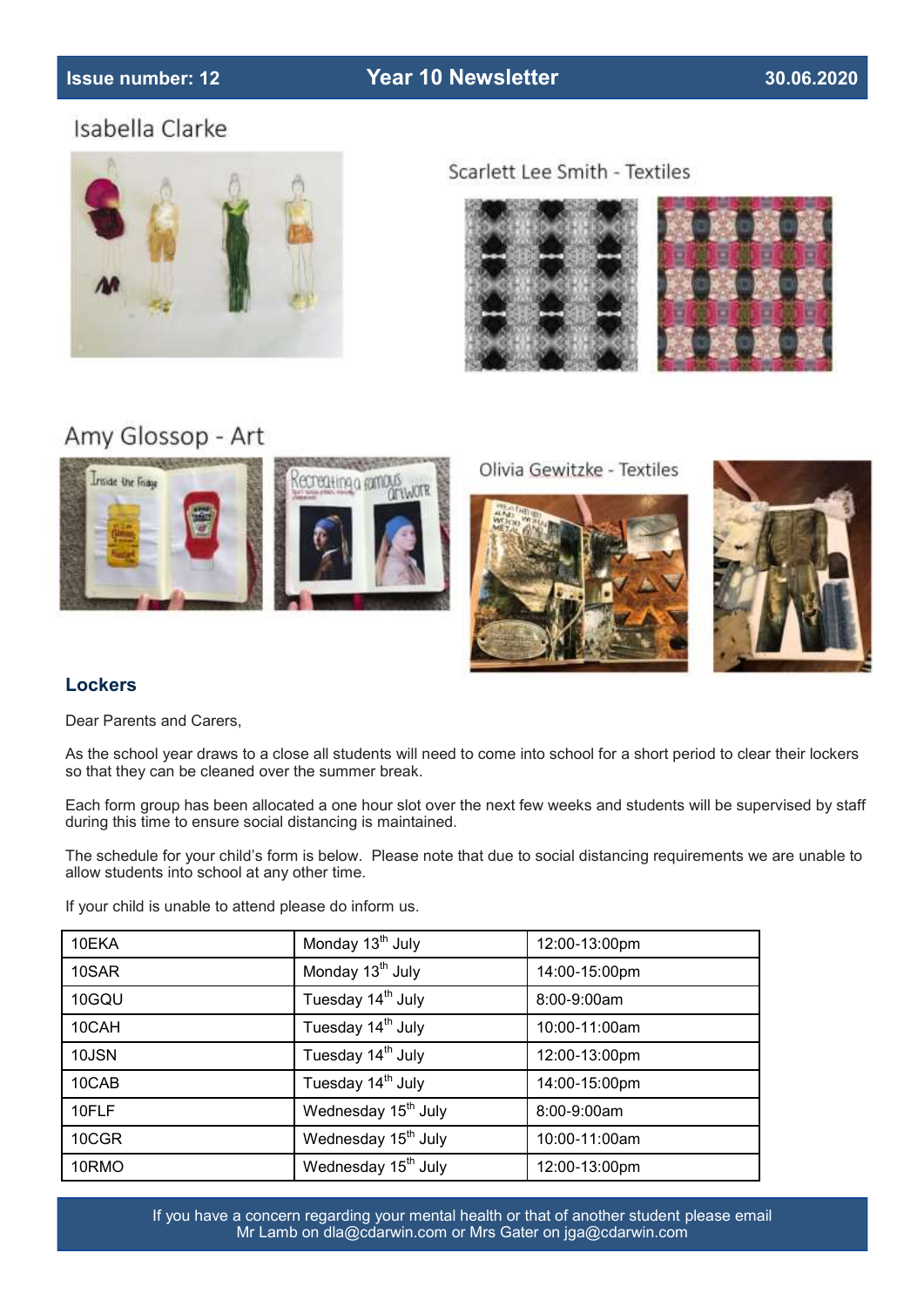Isabella Clarke

Scarlett Lee Smith - Textiles

Amy Glossop - Art

Olivia Gewitzke - Textiles

## Lockers

Dear Parents and Carers,

As the school year draws to a close all students will need to come into school for a short period to clear their lockers so that they can be cleaned over the summer break.

Each form group has been allocated a one hour slot over the next few weeks and students will be supervised by staff during this time to ensure social distancing is maintained.

The schedule for your child's form is below. Please note that due to social distancing requirements we are unable to allow students into school at any other time.

If your child is unable to attend please do inform us.

| | | |
|---|---|---|
| 10EKA | Monday 13th July | 12:00-13:00pm |
| 10SAR | Monday 13th July | 14:00-15:00pm |
| 10GQU | Tuesday 14th July | 8:00-9:00am |
| 10CAH | Tuesday 14th July | 10:00-11:00am |
| 10JSN | Tuesday 14th July | 12:00-13:00pm |
| 10CAB | Tuesday 14th July | 14:00-15:00pm |
| 10FLF | Wednesday 15th July | 8:00-9:00am |
| 10CGR | Wednesday 15th July | 10:00-11:00am |
| 10RMO | Wednesday 15th July | 12:00-13:00pm |

If you have a concern regarding your mental health or that of another student please email Mr Lamb on dla@cdarwin.com or Mrs Gater on jga@cdarwin.com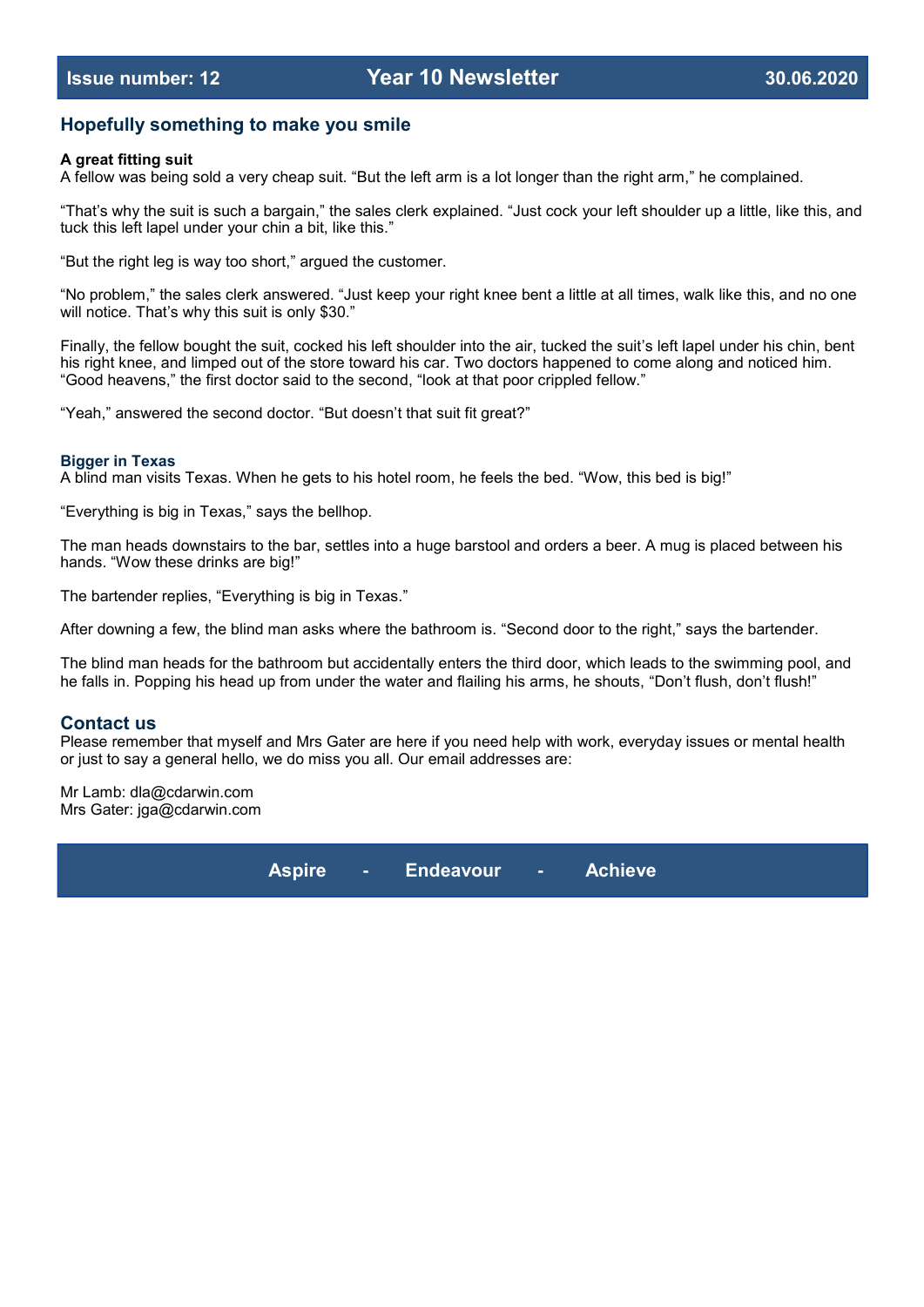## Hopefully something to make you smile

**A great fitting suit**

A fellow was being sold a very cheap suit. “But the left arm is a lot longer than the right arm,” he complained.

“That’s why the suit is such a bargain,” the sales clerk explained. “Just cock your left shoulder up a little, like this, and tuck this left lapel under your chin a bit, like this.”

“But the right leg is way too short,” argued the customer.

“No problem,” the sales clerk answered. “Just keep your right knee bent a little at all times, walk like this, and no one will notice. That’s why this suit is only $30.”

Finally, the fellow bought the suit, cocked his left shoulder into the air, tucked the suit’s left lapel under his chin, bent his right knee, and limped out of the store toward his car. Two doctors happened to come along and noticed him. “Good heavens,” the first doctor said to the second, “look at that poor crippled fellow.”

“Yeah,” answered the second doctor. “But doesn’t that suit fit great?”

### Bigger in Texas

A blind man visits Texas. When he gets to his hotel room, he feels the bed. “Wow, this bed is big!”

“Everything is big in Texas,” says the bellhop.

The man heads downstairs to the bar, settles into a huge barstool and orders a beer. A mug is placed between his hands. “Wow these drinks are big!”

The bartender replies, “Everything is big in Texas.”

After downing a few, the blind man asks where the bathroom is. “Second door to the right,” says the bartender.

The blind man heads for the bathroom but accidentally enters the third door, which leads to the swimming pool, and he falls in. Popping his head up from under the water and flailing his arms, he shouts, “Don’t flush, don’t flush!”

## Contact us

Please remember that myself and Mrs Gater are here if you need help with work, everyday issues or mental health or just to say a general hello, we do miss you all. Our email addresses are:

Mr Lamb: dla@cdarwin.com
Mrs Gater: jga@cdarwin.com

**Aspire - Endeavour - Achieve**